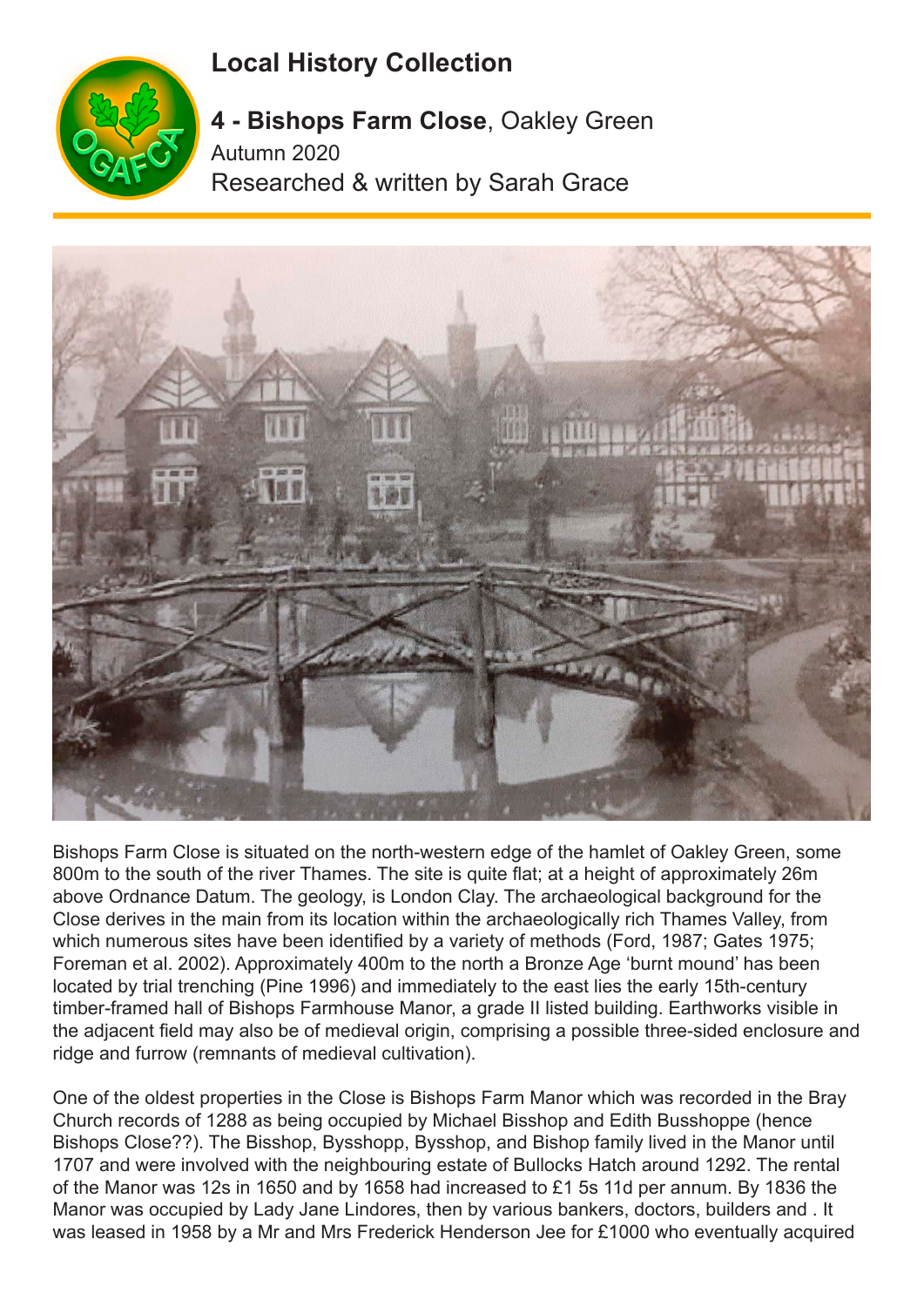# Local History Collection

## 4 - Bishops Farm Close, Oakley Green

Autumn 2020

Researched & written by Sarah Grace

Bishops Farm Close is situated on the north-western edge of the hamlet of Oakley Green, some 800m to the south of the river Thames. The site is quite flat; at a height of approximately 26m above Ordnance Datum. The geology, is London Clay. The archaeological background for the Close derives in the main from its location within the archaeologically rich Thames Valley, from which numerous sites have been identified by a variety of methods (Ford, 1987; Gates 1975; Foreman et al. 2002). Approximately 400m to the north a Bronze Age 'burnt mound' has been located by trial trenching (Pine 1996) and immediately to the east lies the early 15th-century timber-framed hall of Bishops Farmhouse Manor, a grade II listed building. Earthworks visible in the adjacent field may also be of medieval origin, comprising a possible three-sided enclosure and ridge and furrow (remnants of medieval cultivation).

One of the oldest properties in the Close is Bishops Farm Manor which was recorded in the Bray Church records of 1288 as being occupied by Michael Bisshop and Edith Busshoppe (hence Bishops Close??). The Bisshop, Bysshopp, Bysshop, and Bishop family lived in the Manor until 1707 and were involved with the neighbouring estate of Bullocks Hatch around 1292. The rental of the Manor was 12s in 1650 and by 1658 had increased to £1 5s 11d per annum. By 1836 the Manor was occupied by Lady Jane Lindores, then by various bankers, doctors, builders and . It was leased in 1958 by a Mr and Mrs Frederick Henderson Jee for £1000 who eventually acquired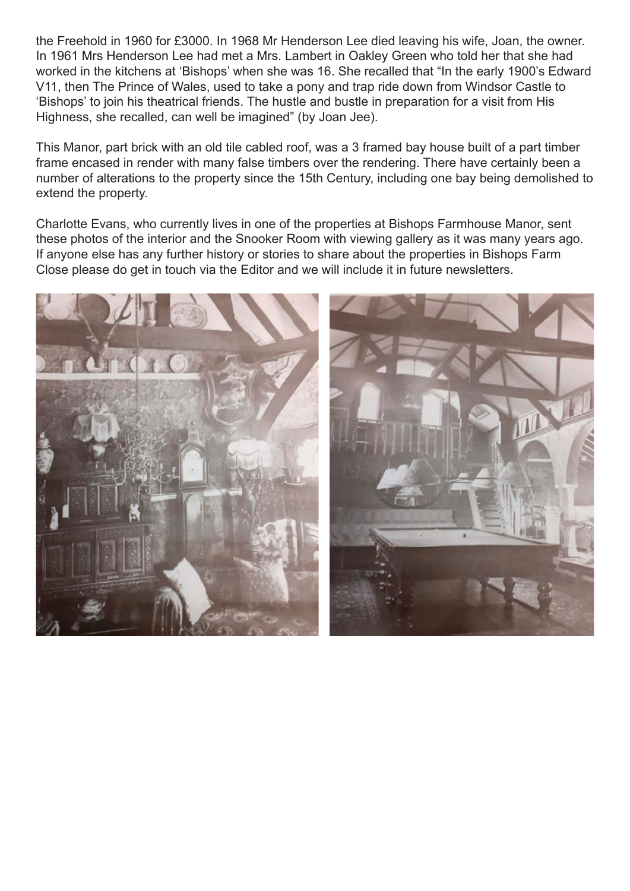the Freehold in 1960 for £3000. In 1968 Mr Henderson Lee died leaving his wife, Joan, the owner. In 1961 Mrs Henderson Lee had met a Mrs. Lambert in Oakley Green who told her that she had worked in the kitchens at 'Bishops' when she was 16. She recalled that "In the early 1900's Edward V11, then The Prince of Wales, used to take a pony and trap ride down from Windsor Castle to 'Bishops' to join his theatrical friends. The hustle and bustle in preparation for a visit from His Highness, she recalled, can well be imagined" (by Joan Jee).

This Manor, part brick with an old tile cabled roof, was a 3 framed bay house built of a part timber frame encased in render with many false timbers over the rendering. There have certainly been a number of alterations to the property since the 15th Century, including one bay being demolished to extend the property.

Charlotte Evans, who currently lives in one of the properties at Bishops Farmhouse Manor, sent these photos of the interior and the Snooker Room with viewing gallery as it was many years ago. If anyone else has any further history or stories to share about the properties in Bishops Farm Close please do get in touch via the Editor and we will include it in future newsletters.